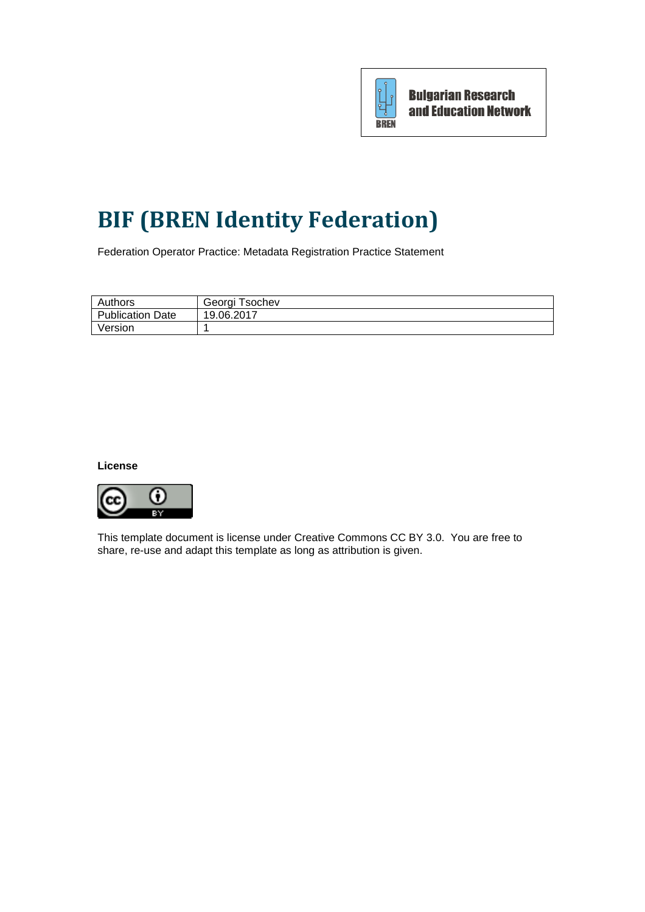Bulgarian Research and Education Network

# BIF (BREN Identity Federation)

Federation Operator Practice: Metadata Registration Practice Statement

| Authors | Georgi Tsochev |
| --- | --- |
| Publication Date | 19.06.2017 |
| Version | 1 |

**License**

This template document is license under Creative Commons CC BY 3.0. You are free to share, re-use and adapt this template as long as attribution is given.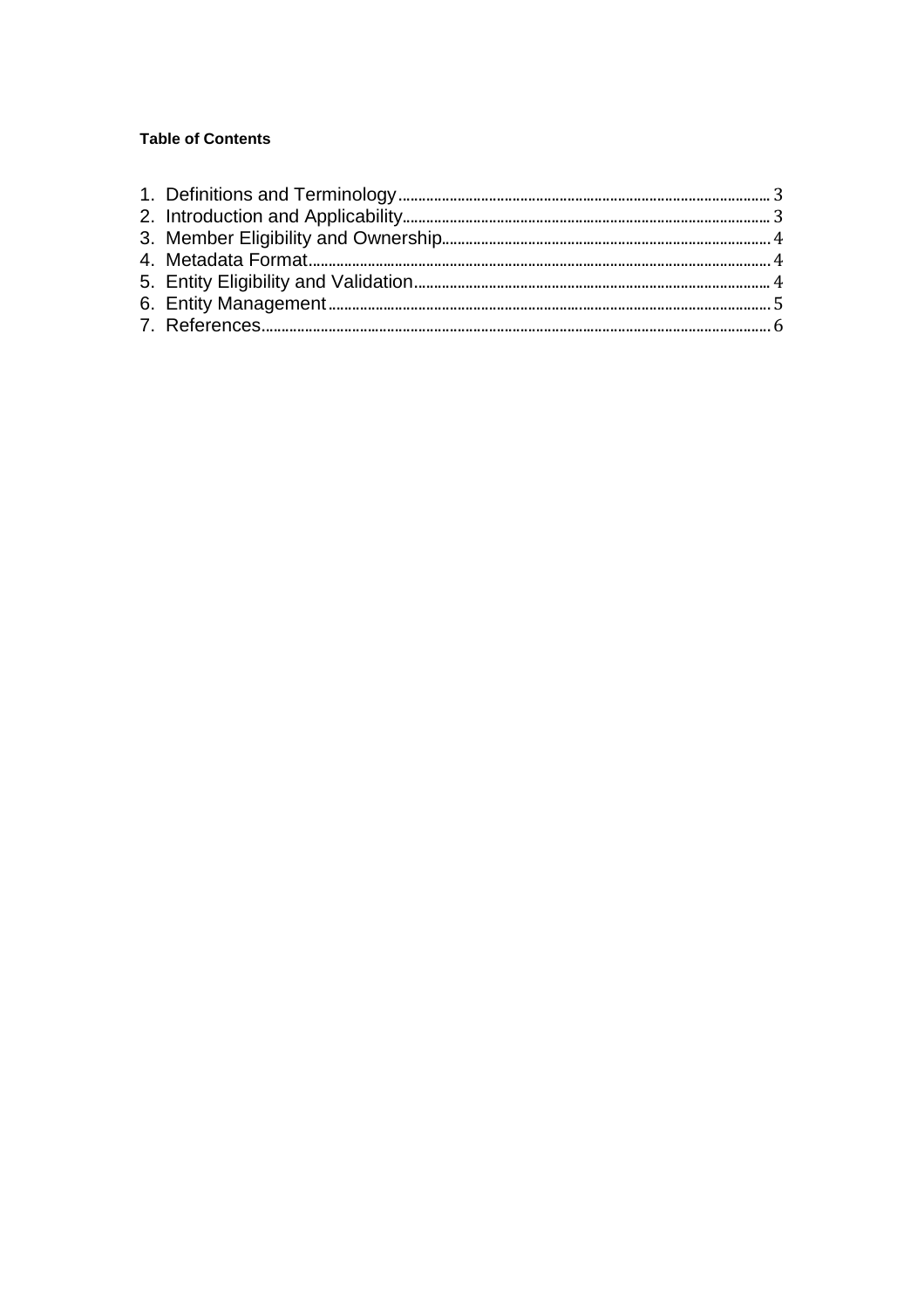**Table of Contents**

1. Definitions and Terminology ........ 3
2. Introduction and Applicability ........ 3
3. Member Eligibility and Ownership ........ 4
4. Metadata Format ........ 4
5. Entity Eligibility and Validation ........ 4
6. Entity Management ........ 5
7. References ........ 6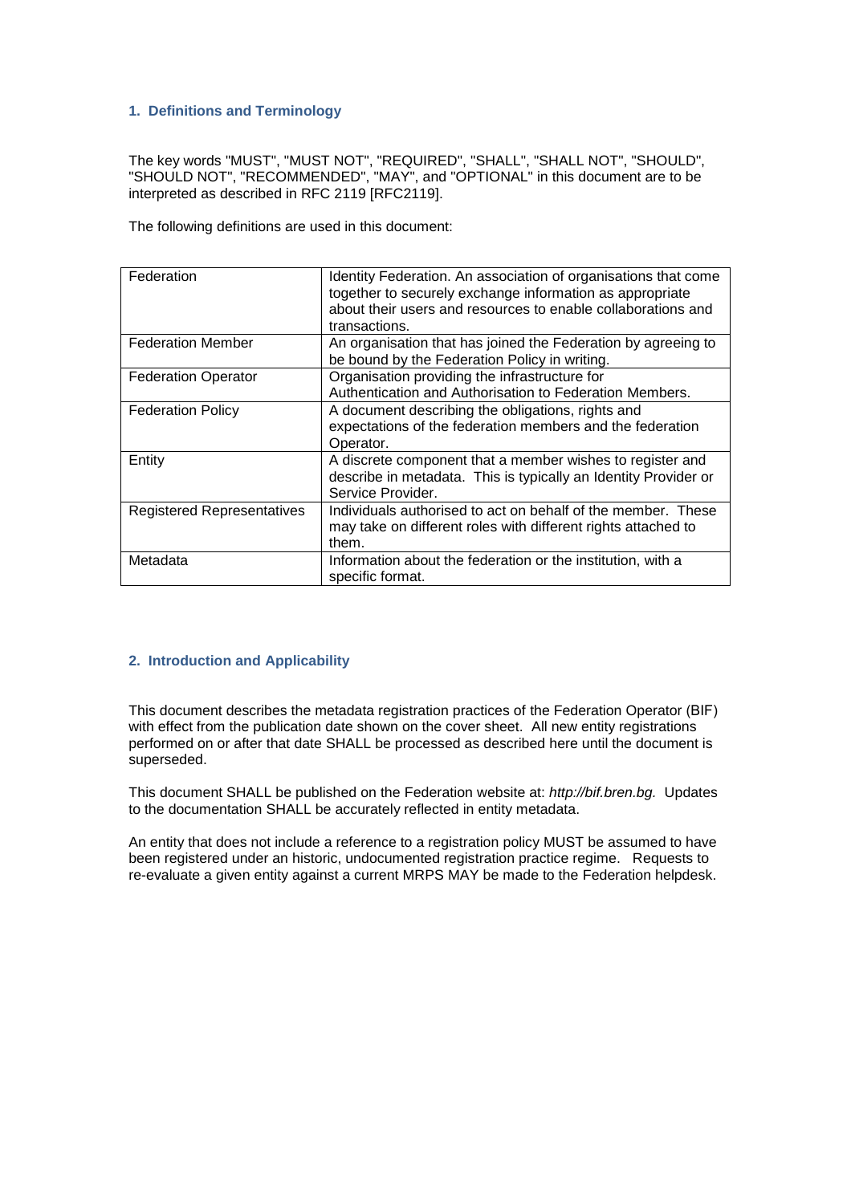## 1. Definitions and Terminology

The key words "MUST", "MUST NOT", "REQUIRED", "SHALL", "SHALL NOT", "SHOULD", "SHOULD NOT", "RECOMMENDED", "MAY", and "OPTIONAL" in this document are to be interpreted as described in RFC 2119 [RFC2119].

The following definitions are used in this document:

| | |
|---|---|
| Federation | Identity Federation. An association of organisations that come together to securely exchange information as appropriate about their users and resources to enable collaborations and transactions. |
| Federation Member | An organisation that has joined the Federation by agreeing to be bound by the Federation Policy in writing. |
| Federation Operator | Organisation providing the infrastructure for Authentication and Authorisation to Federation Members. |
| Federation Policy | A document describing the obligations, rights and expectations of the federation members and the federation Operator. |
| Entity | A discrete component that a member wishes to register and describe in metadata. This is typically an Identity Provider or Service Provider. |
| Registered Representatives | Individuals authorised to act on behalf of the member. These may take on different roles with different rights attached to them. |
| Metadata | Information about the federation or the institution, with a specific format. |

## 2. Introduction and Applicability

This document describes the metadata registration practices of the Federation Operator (BIF) with effect from the publication date shown on the cover sheet. All new entity registrations performed on or after that date SHALL be processed as described here until the document is superseded.

This document SHALL be published on the Federation website at: *http://bif.bren.bg.* Updates to the documentation SHALL be accurately reflected in entity metadata.

An entity that does not include a reference to a registration policy MUST be assumed to have been registered under an historic, undocumented registration practice regime. Requests to re-evaluate a given entity against a current MRPS MAY be made to the Federation helpdesk.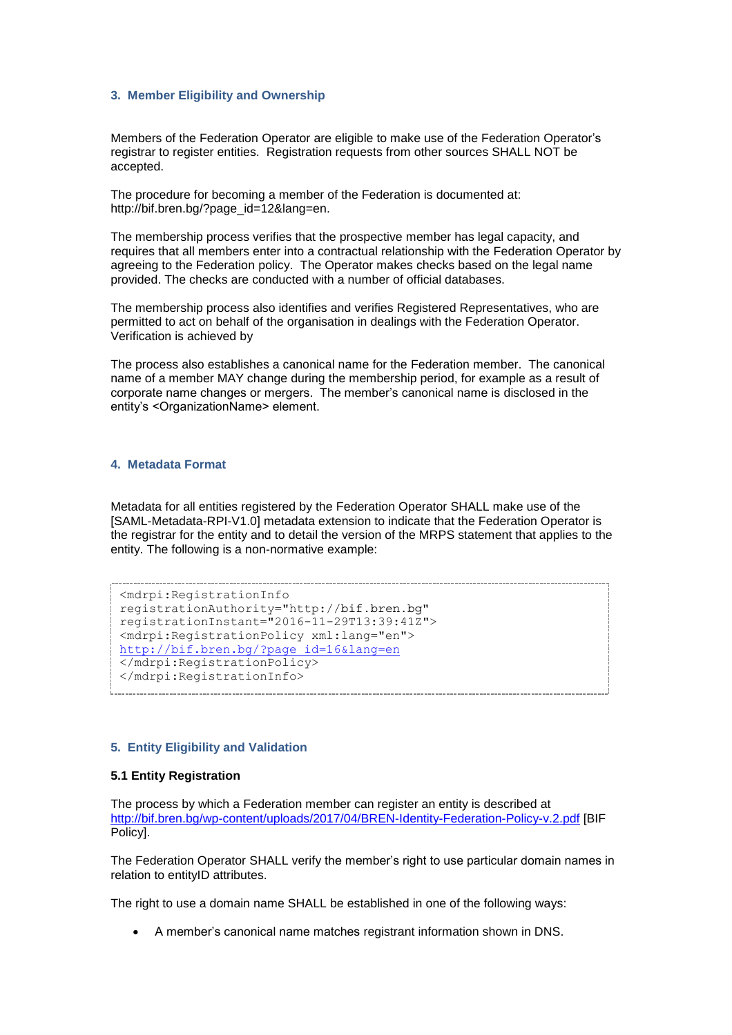## 3. Member Eligibility and Ownership

Members of the Federation Operator are eligible to make use of the Federation Operator's registrar to register entities. Registration requests from other sources SHALL NOT be accepted.

The procedure for becoming a member of the Federation is documented at: http://bif.bren.bg/?page_id=12&lang=en.

The membership process verifies that the prospective member has legal capacity, and requires that all members enter into a contractual relationship with the Federation Operator by agreeing to the Federation policy. The Operator makes checks based on the legal name provided. The checks are conducted with a number of official databases.

The membership process also identifies and verifies Registered Representatives, who are permitted to act on behalf of the organisation in dealings with the Federation Operator. Verification is achieved by

The process also establishes a canonical name for the Federation member. The canonical name of a member MAY change during the membership period, for example as a result of corporate name changes or mergers. The member's canonical name is disclosed in the entity's <OrganizationName> element.

## 4. Metadata Format

Metadata for all entities registered by the Federation Operator SHALL make use of the [SAML-Metadata-RPI-V1.0] metadata extension to indicate that the Federation Operator is the registrar for the entity and to detail the version of the MRPS statement that applies to the entity. The following is a non-normative example:

```
<mdrpi:RegistrationInfo
registrationAuthority="http://bif.bren.bg"
registrationInstant="2016-11-29T13:39:41Z">
<mdrpi:RegistrationPolicy xml:lang="en">
http://bif.bren.bg/?page_id=16&lang=en
</mdrpi:RegistrationPolicy>
</mdrpi:RegistrationInfo>
```

## 5. Entity Eligibility and Validation

### 5.1 Entity Registration

The process by which a Federation member can register an entity is described at http://bif.bren.bg/wp-content/uploads/2017/04/BREN-Identity-Federation-Policy-v.2.pdf [BIF Policy].

The Federation Operator SHALL verify the member's right to use particular domain names in relation to entityID attributes.

The right to use a domain name SHALL be established in one of the following ways:

- A member's canonical name matches registrant information shown in DNS.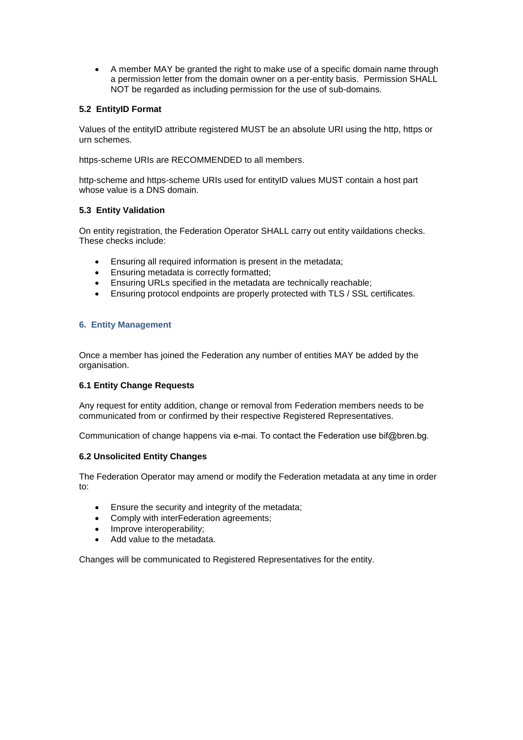- A member MAY be granted the right to make use of a specific domain name through a permission letter from the domain owner on a per-entity basis. Permission SHALL NOT be regarded as including permission for the use of sub-domains.

### 5.2 EntityID Format

Values of the entityID attribute registered MUST be an absolute URI using the http, https or urn schemes.

https-scheme URIs are RECOMMENDED to all members.

http-scheme and https-scheme URIs used for entityID values MUST contain a host part whose value is a DNS domain.

### 5.3 Entity Validation

On entity registration, the Federation Operator SHALL carry out entity vaildations checks. These checks include:

- Ensuring all required information is present in the metadata;
- Ensuring metadata is correctly formatted;
- Ensuring URLs specified in the metadata are technically reachable;
- Ensuring protocol endpoints are properly protected with TLS / SSL certificates.

## 6. Entity Management

Once a member has joined the Federation any number of entities MAY be added by the organisation.

### 6.1 Entity Change Requests

Any request for entity addition, change or removal from Federation members needs to be communicated from or confirmed by their respective Registered Representatives.

Communication of change happens via e-mai. To contact the Federation use bif@bren.bg.

### 6.2 Unsolicited Entity Changes

The Federation Operator may amend or modify the Federation metadata at any time in order to:

- Ensure the security and integrity of the metadata;
- Comply with interFederation agreements;
- Improve interoperability;
- Add value to the metadata.

Changes will be communicated to Registered Representatives for the entity.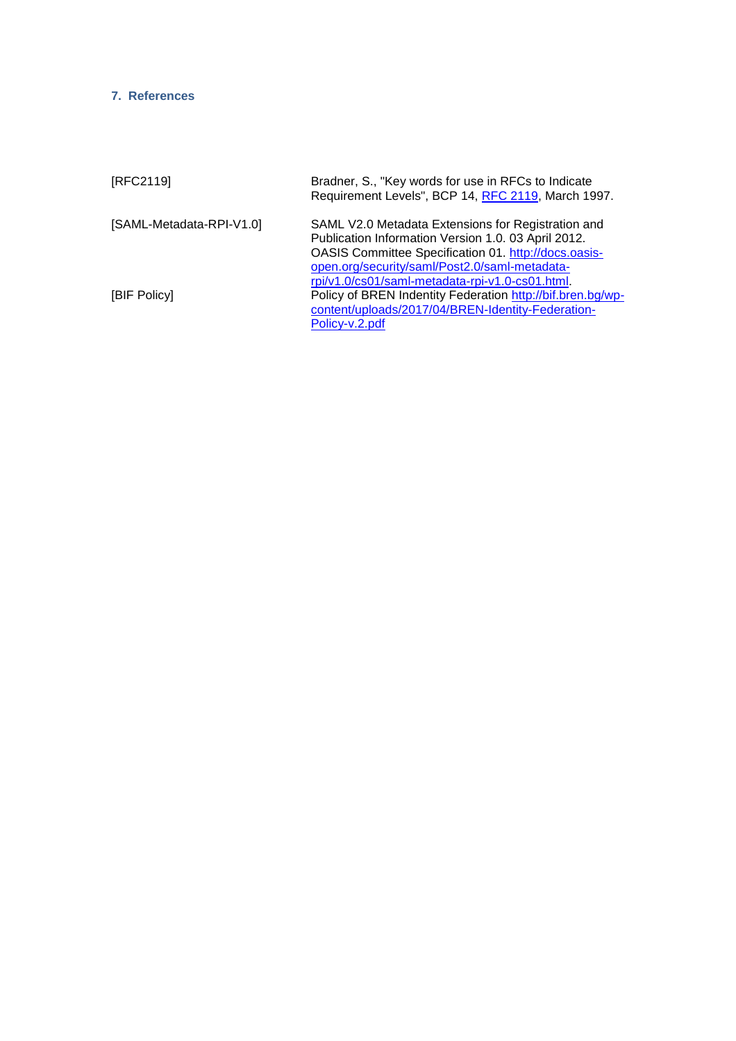## 7. References

| | |
|---|---|
| [RFC2119] | Bradner, S., "Key words for use in RFCs to Indicate Requirement Levels", BCP 14, RFC 2119, March 1997. |
| [SAML-Metadata-RPI-V1.0] | SAML V2.0 Metadata Extensions for Registration and Publication Information Version 1.0. 03 April 2012. OASIS Committee Specification 01. http://docs.oasis-open.org/security/saml/Post2.0/saml-metadata-rpi/v1.0/cs01/saml-metadata-rpi-v1.0-cs01.html. |
| [BIF Policy] | Policy of BREN Indentity Federation http://bif.bren.bg/wp-content/uploads/2017/04/BREN-Identity-Federation-Policy-v.2.pdf |